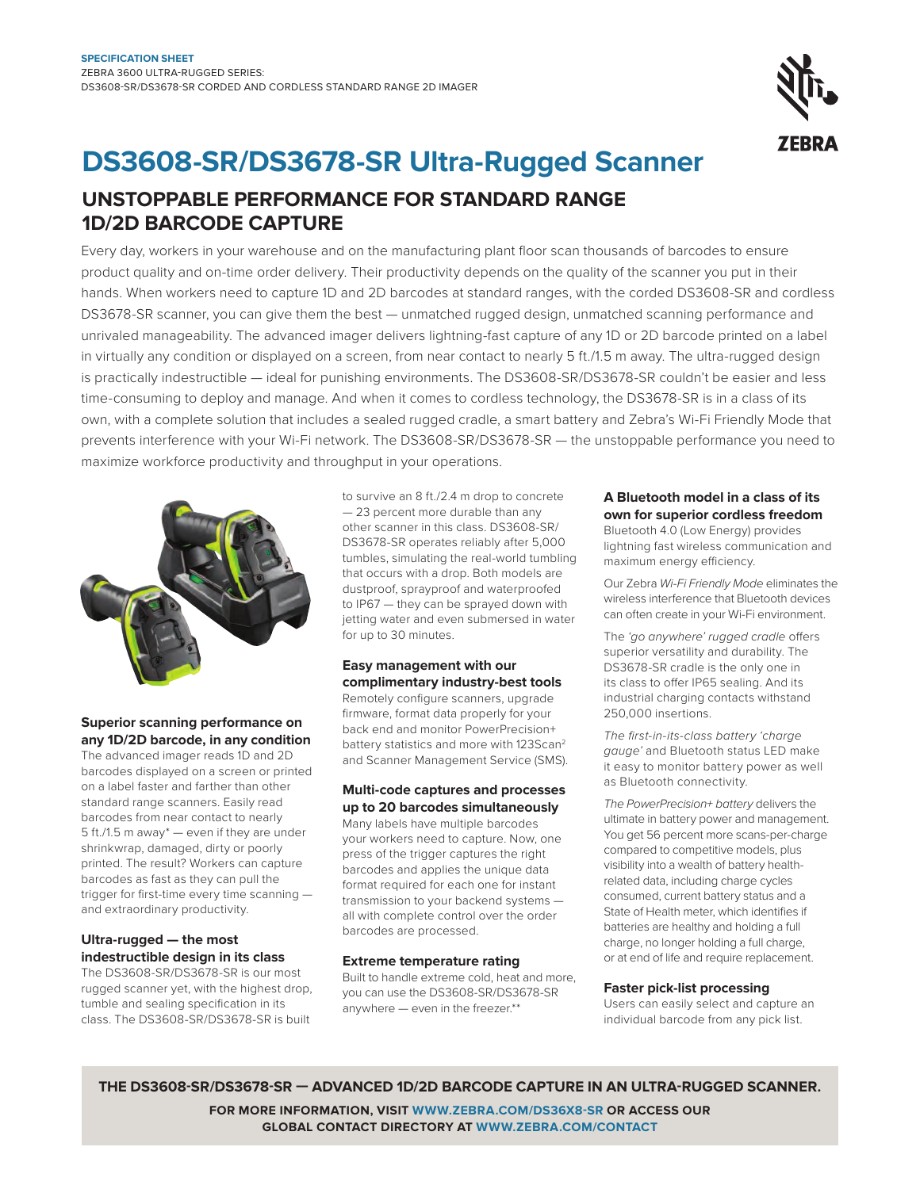SPECIFICATION SHEET
ZEBRA 3600 ULTRA-RUGGED SERIES:
DS3608-SR/DS3678-SR CORDED AND CORDLESS STANDARD RANGE 2D IMAGER

# DS3608-SR/DS3678-SR Ultra-Rugged Scanner

## UNSTOPPABLE PERFORMANCE FOR STANDARD RANGE 1D/2D BARCODE CAPTURE

Every day, workers in your warehouse and on the manufacturing plant floor scan thousands of barcodes to ensure product quality and on-time order delivery. Their productivity depends on the quality of the scanner you put in their hands. When workers need to capture 1D and 2D barcodes at standard ranges, with the corded DS3608-SR and cordless DS3678-SR scanner, you can give them the best — unmatched rugged design, unmatched scanning performance and unrivaled manageability. The advanced imager delivers lightning-fast capture of any 1D or 2D barcode printed on a label in virtually any condition or displayed on a screen, from near contact to nearly 5 ft./1.5 m away. The ultra-rugged design is practically indestructible — ideal for punishing environments. The DS3608-SR/DS3678-SR couldn't be easier and less time-consuming to deploy and manage. And when it comes to cordless technology, the DS3678-SR is in a class of its own, with a complete solution that includes a sealed rugged cradle, a smart battery and Zebra's Wi-Fi Friendly Mode that prevents interference with your Wi-Fi network. The DS3608-SR/DS3678-SR — the unstoppable performance you need to maximize workforce productivity and throughput in your operations.

### Superior scanning performance on any 1D/2D barcode, in any condition

The advanced imager reads 1D and 2D barcodes displayed on a screen or printed on a label faster and farther than other standard range scanners. Easily read barcodes from near contact to nearly 5 ft./1.5 m away* — even if they are under shrinkwrap, damaged, dirty or poorly printed. The result? Workers can capture barcodes as fast as they can pull the trigger for first-time every time scanning — and extraordinary productivity.

### Ultra-rugged — the most indestructible design in its class

The DS3608-SR/DS3678-SR is our most rugged scanner yet, with the highest drop, tumble and sealing specification in its class. The DS3608-SR/DS3678-SR is built to survive an 8 ft./2.4 m drop to concrete — 23 percent more durable than any other scanner in this class. DS3608-SR/DS3678-SR operates reliably after 5,000 tumbles, simulating the real-world tumbling that occurs with a drop. Both models are dustproof, sprayproof and waterproofed to IP67 — they can be sprayed down with jetting water and even submersed in water for up to 30 minutes.

### Easy management with our complimentary industry-best tools

Remotely configure scanners, upgrade firmware, format data properly for your back end and monitor PowerPrecision+ battery statistics and more with 123Scan[2] and Scanner Management Service (SMS).

### Multi-code captures and processes up to 20 barcodes simultaneously

Many labels have multiple barcodes your workers need to capture. Now, one press of the trigger captures the right barcodes and applies the unique data format required for each one for instant transmission to your backend systems — all with complete control over the order barcodes are processed.

### Extreme temperature rating

Built to handle extreme cold, heat and more, you can use the DS3608-SR/DS3678-SR anywhere — even in the freezer.**

### A Bluetooth model in a class of its own for superior cordless freedom

Bluetooth 4.0 (Low Energy) provides lightning fast wireless communication and maximum energy efficiency.

Our Zebra *Wi-Fi Friendly Mode* eliminates the wireless interference that Bluetooth devices can often create in your Wi-Fi environment.

The *'go anywhere' rugged cradle* offers superior versatility and durability. The DS3678-SR cradle is the only one in its class to offer IP65 sealing. And its industrial charging contacts withstand 250,000 insertions.

*The first-in-its-class battery 'charge gauge'* and Bluetooth status LED make it easy to monitor battery power as well as Bluetooth connectivity.

*The PowerPrecision+ battery* delivers the ultimate in battery power and management. You get 56 percent more scans-per-charge compared to competitive models, plus visibility into a wealth of battery health-related data, including charge cycles consumed, current battery status and a State of Health meter, which identifies if batteries are healthy and holding a full charge, no longer holding a full charge, or at end of life and require replacement.

### Faster pick-list processing

Users can easily select and capture an individual barcode from any pick list.

**THE DS3608-SR/DS3678-SR — ADVANCED 1D/2D BARCODE CAPTURE IN AN ULTRA-RUGGED SCANNER.**

**FOR MORE INFORMATION, VISIT WWW.ZEBRA.COM/DS36X8-SR OR ACCESS OUR GLOBAL CONTACT DIRECTORY AT WWW.ZEBRA.COM/CONTACT**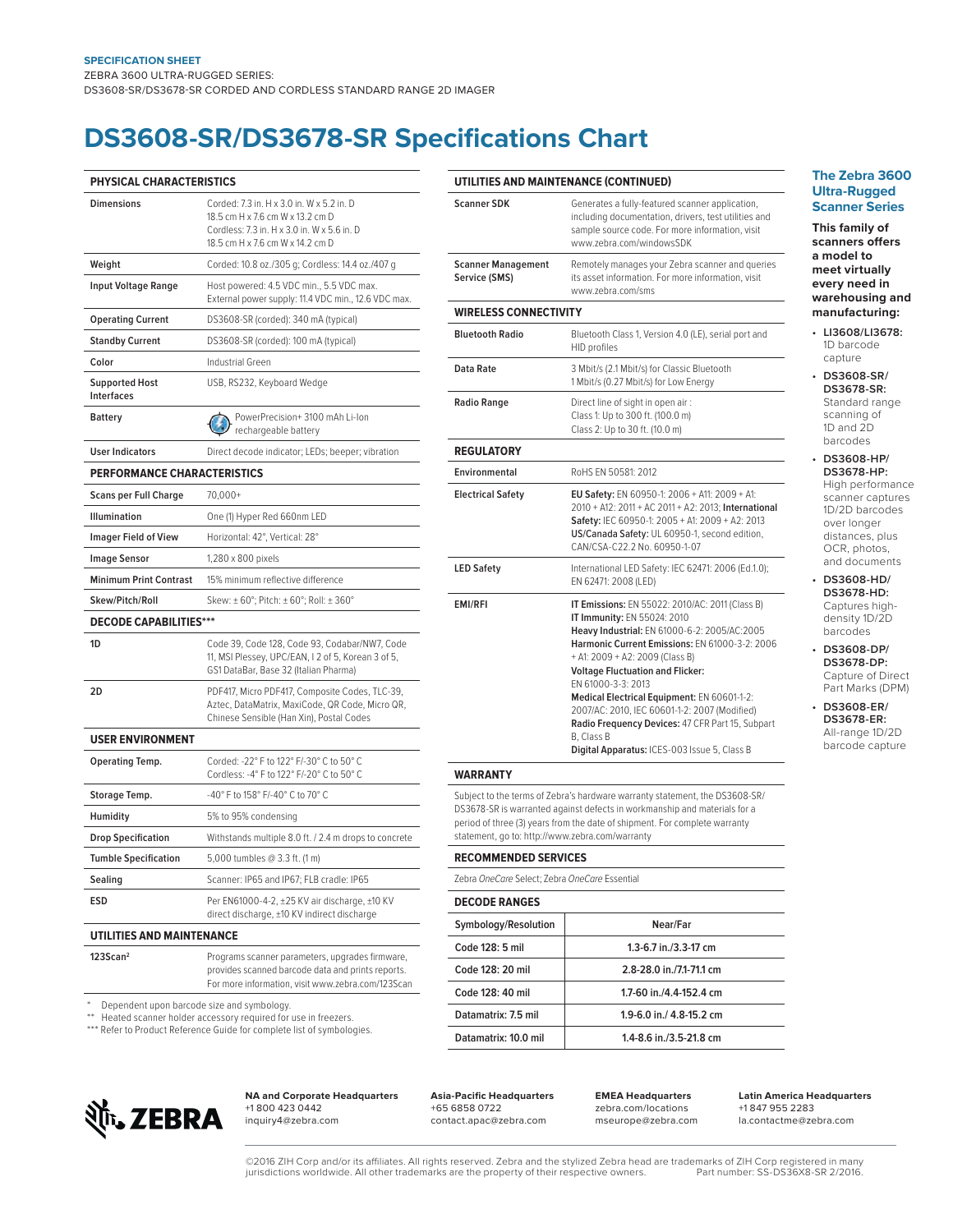SPECIFICATION SHEET

ZEBRA 3600 ULTRA-RUGGED SERIES:
DS3608-SR/DS3678-SR CORDED AND CORDLESS STANDARD RANGE 2D IMAGER

# DS3608-SR/DS3678-SR Specifications Chart

| PHYSICAL CHARACTERISTICS | |
|---|---|
| Dimensions | Corded: 7.3 in. H x 3.0 in. W x 5.2 in. D<br>18.5 cm H x 7.6 cm W x 13.2 cm D<br>Cordless: 7.3 in. H x 3.0 in. W x 5.6 in. D<br>18.5 cm H x 7.6 cm W x 14.2 cm D |
| Weight | Corded: 10.8 oz./305 g; Cordless: 14.4 oz./407 g |
| Input Voltage Range | Host powered: 4.5 VDC min., 5.5 VDC max.<br>External power supply: 11.4 VDC min., 12.6 VDC max. |
| Operating Current | DS3608-SR (corded): 340 mA (typical) |
| Standby Current | DS3608-SR (corded): 100 mA (typical) |
| Color | Industrial Green |
| Supported Host Interfaces | USB, RS232, Keyboard Wedge |
| Battery | PowerPrecision+ 3100 mAh Li-Ion rechargeable battery |
| User Indicators | Direct decode indicator; LEDs; beeper; vibration |

| PERFORMANCE CHARACTERISTICS | |
|---|---|
| Scans per Full Charge | 70,000+ |
| Illumination | One (1) Hyper Red 660nm LED |
| Imager Field of View | Horizontal: 42°, Vertical: 28° |
| Image Sensor | 1,280 x 800 pixels |
| Minimum Print Contrast | 15% minimum reflective difference |
| Skew/Pitch/Roll | Skew: ± 60°; Pitch: ± 60°; Roll: ± 360° |

| DECODE CAPABILITIES*** | |
|---|---|
| 1D | Code 39, Code 128, Code 93, Codabar/NW7, Code 11, MSI Plessey, UPC/EAN, I 2 of 5, Korean 3 of 5, GS1 DataBar, Base 32 (Italian Pharma) |
| 2D | PDF417, Micro PDF417, Composite Codes, TLC-39, Aztec, DataMatrix, MaxiCode, QR Code, Micro QR, Chinese Sensible (Han Xin), Postal Codes |

| USER ENVIRONMENT | |
|---|---|
| Operating Temp. | Corded: -22° F to 122° F/-30° C to 50° C<br>Cordless: -4° F to 122° F/-20° C to 50° C |
| Storage Temp. | -40° F to 158° F/-40° C to 70° C |
| Humidity | 5% to 95% condensing |
| Drop Specification | Withstands multiple 8.0 ft. / 2.4 m drops to concrete |
| Tumble Specification | 5,000 tumbles @ 3.3 ft. (1 m) |
| Sealing | Scanner: IP65 and IP67; FLB cradle: IP65 |
| ESD | Per EN61000-4-2, ±25 KV air discharge, ±10 KV direct discharge, ±10 KV indirect discharge |

| UTILITIES AND MAINTENANCE | |
|---|---|
| 123Scan² | Programs scanner parameters, upgrades firmware, provides scanned barcode data and prints reports. For more information, visit www.zebra.com/123Scan |

\* Dependent upon barcode size and symbology.
** Heated scanner holder accessory required for use in freezers.
*** Refer to Product Reference Guide for complete list of symbologies.

| UTILITIES AND MAINTENANCE (CONTINUED) | |
|---|---|
| Scanner SDK | Generates a fully-featured scanner application, including documentation, drivers, test utilities and sample source code. For more information, visit www.zebra.com/windowsSDK |
| Scanner Management Service (SMS) | Remotely manages your Zebra scanner and queries its asset information. For more information, visit www.zebra.com/sms |

| WIRELESS CONNECTIVITY | |
|---|---|
| Bluetooth Radio | Bluetooth Class 1, Version 4.0 (LE), serial port and HID profiles |
| Data Rate | 3 Mbit/s (2.1 Mbit/s) for Classic Bluetooth<br>1 Mbit/s (0.27 Mbit/s) for Low Energy |
| Radio Range | Direct line of sight in open air :<br>Class 1: Up to 300 ft. (100.0 m)<br>Class 2: Up to 30 ft. (10.0 m) |

| REGULATORY | |
|---|---|
| Environmental | RoHS EN 50581: 2012 |
| Electrical Safety | **EU Safety:** EN 60950-1: 2006 + A11: 2009 + A1: 2010 + A12: 2011 + AC 2011 + A2: 2013; **International Safety:** IEC 60950-1: 2005 + A1: 2009 + A2: 2013<br>**US/Canada Safety:** UL 60950-1, second edition, CAN/CSA-C22.2 No. 60950-1-07 |
| LED Safety | International LED Safety: IEC 62471: 2006 (Ed.1.0); EN 62471: 2008 (LED) |
| EMI/RFI | **IT Emissions:** EN 55022: 2010/AC: 2011 (Class B)<br>**IT Immunity:** EN 55024: 2010<br>**Heavy Industrial:** EN 61000-6-2: 2005/AC:2005<br>**Harmonic Current Emissions:** EN 61000-3-2: 2006 + A1: 2009 + A2: 2009 (Class B)<br>**Voltage Fluctuation and Flicker:** EN 61000-3-3: 2013<br>**Medical Electrical Equipment:** EN 60601-1-2: 2007/AC: 2010, IEC 60601-1-2: 2007 (Modified)<br>**Radio Frequency Devices:** 47 CFR Part 15, Subpart B, Class B<br>**Digital Apparatus:** ICES-003 Issue 5, Class B |

**WARRANTY**

Subject to the terms of Zebra's hardware warranty statement, the DS3608-SR/DS3678-SR is warranted against defects in workmanship and materials for a period of three (3) years from the date of shipment. For complete warranty statement, go to: http://www.zebra.com/warranty

**RECOMMENDED SERVICES**

Zebra *OneCare* Select; Zebra *OneCare* Essential

**DECODE RANGES**

| Symbology/Resolution | Near/Far |
|---|---|
| Code 128: 5 mil | 1.3-6.7 in./3.3-17 cm |
| Code 128: 20 mil | 2.8-28.0 in./7.1-71.1 cm |
| Code 128: 40 mil | 1.7-60 in./4.4-152.4 cm |
| Datamatrix: 7.5 mil | 1.9-6.0 in./ 4.8-15.2 cm |
| Datamatrix: 10.0 mil | 1.4-8.6 in./3.5-21.8 cm |

## The Zebra 3600 Ultra-Rugged Scanner Series

**This family of scanners offers a model to meet virtually every need in warehousing and manufacturing:**

- **LI3608/LI3678:** 1D barcode capture
- **DS3608-SR/DS3678-SR:** Standard range scanning of 1D and 2D barcodes
- **DS3608-HP/DS3678-HP:** High performance scanner captures 1D/2D barcodes over longer distances, plus OCR, photos, and documents
- **DS3608-HD/DS3678-HD:** Captures high-density 1D/2D barcodes
- **DS3608-DP/DS3678-DP:** Capture of Direct Part Marks (DPM)
- **DS3608-ER/DS3678-ER:** All-range 1D/2D barcode capture

ZEBRA

**NA and Corporate Headquarters**
+1 800 423 0442
inquiry4@zebra.com

**Asia-Pacific Headquarters**
+65 6858 0722
contact.apac@zebra.com

**EMEA Headquarters**
zebra.com/locations
mseurope@zebra.com

**Latin America Headquarters**
+1 847 955 2283
la.contactme@zebra.com

©2016 ZIH Corp and/or its affiliates. All rights reserved. Zebra and the stylized Zebra head are trademarks of ZIH Corp registered in many jurisdictions worldwide. All other trademarks are the property of their respective owners. Part number: SS-DS36X8-SR 2/2016.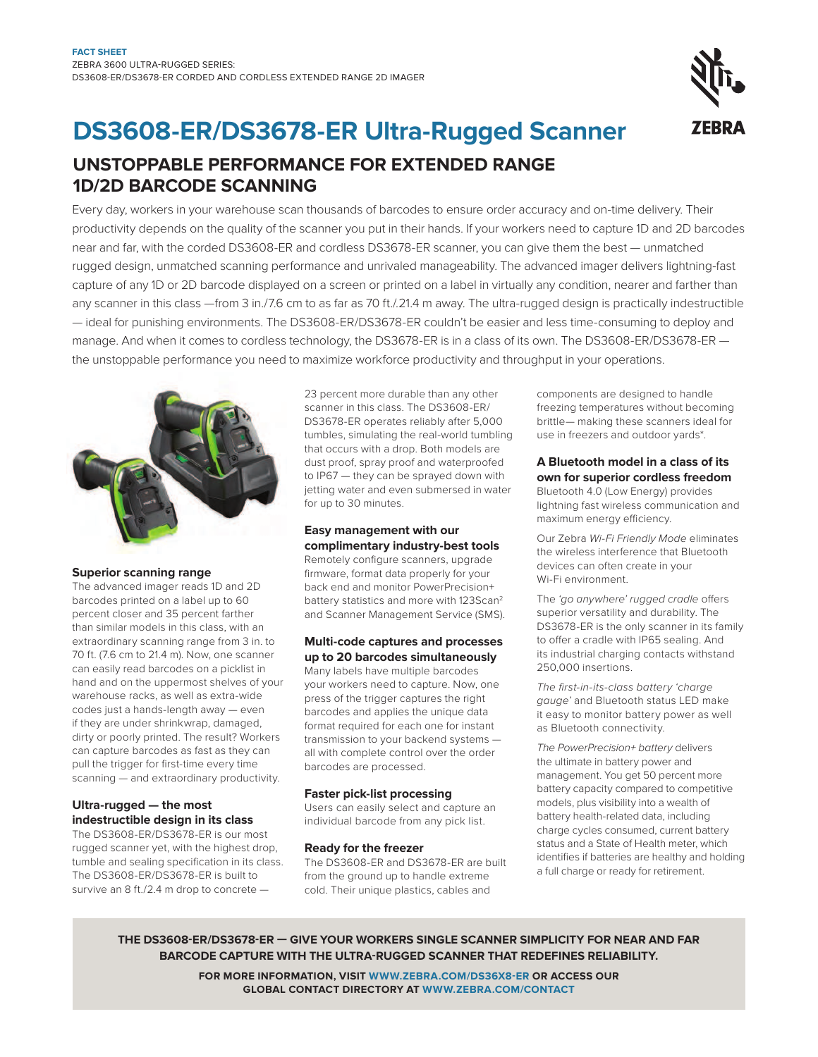FACT SHEET
ZEBRA 3600 ULTRA-RUGGED SERIES:
DS3608-ER/DS3678-ER CORDED AND CORDLESS EXTENDED RANGE 2D IMAGER

# DS3608-ER/DS3678-ER Ultra-Rugged Scanner

## UNSTOPPABLE PERFORMANCE FOR EXTENDED RANGE 1D/2D BARCODE SCANNING

Every day, workers in your warehouse scan thousands of barcodes to ensure order accuracy and on-time delivery. Their productivity depends on the quality of the scanner you put in their hands. If your workers need to capture 1D and 2D barcodes near and far, with the corded DS3608-ER and cordless DS3678-ER scanner, you can give them the best — unmatched rugged design, unmatched scanning performance and unrivaled manageability. The advanced imager delivers lightning-fast capture of any 1D or 2D barcode displayed on a screen or printed on a label in virtually any condition, nearer and farther than any scanner in this class —from 3 in./7.6 cm to as far as 70 ft./21.4 m away. The ultra-rugged design is practically indestructible — ideal for punishing environments. The DS3608-ER/DS3678-ER couldn't be easier and less time-consuming to deploy and manage. And when it comes to cordless technology, the DS3678-ER is in a class of its own. The DS3608-ER/DS3678-ER — the unstoppable performance you need to maximize workforce productivity and throughput in your operations.

### Superior scanning range

The advanced imager reads 1D and 2D barcodes printed on a label up to 60 percent closer and 35 percent farther than similar models in this class, with an extraordinary scanning range from 3 in. to 70 ft. (7.6 cm to 21.4 m). Now, one scanner can easily read barcodes on a picklist in hand and on the uppermost shelves of your warehouse racks, as well as extra-wide codes just a hands-length away — even if they are under shrinkwrap, damaged, dirty or poorly printed. The result? Workers can capture barcodes as fast as they can pull the trigger for first-time every time scanning — and extraordinary productivity.

### Ultra-rugged — the most indestructible design in its class

The DS3608-ER/DS3678-ER is our most rugged scanner yet, with the highest drop, tumble and sealing specification in its class. The DS3608-ER/DS3678-ER is built to survive an 8 ft./2.4 m drop to concrete — 23 percent more durable than any other scanner in this class. The DS3608-ER/DS3678-ER operates reliably after 5,000 tumbles, simulating the real-world tumbling that occurs with a drop. Both models are dust proof, spray proof and waterproofed to IP67 — they can be sprayed down with jetting water and even submersed in water for up to 30 minutes.

### Easy management with our complimentary industry-best tools

Remotely configure scanners, upgrade firmware, format data properly for your back end and monitor PowerPrecision+ battery statistics and more with 123Scan[2] and Scanner Management Service (SMS).

### Multi-code captures and processes up to 20 barcodes simultaneously

Many labels have multiple barcodes your workers need to capture. Now, one press of the trigger captures the right barcodes and applies the unique data format required for each one for instant transmission to your backend systems — all with complete control over the order barcodes are processed.

### Faster pick-list processing

Users can easily select and capture an individual barcode from any pick list.

### Ready for the freezer

The DS3608-ER and DS3678-ER are built from the ground up to handle extreme cold. Their unique plastics, cables and components are designed to handle freezing temperatures without becoming brittle— making these scanners ideal for use in freezers and outdoor yards*.

### A Bluetooth model in a class of its own for superior cordless freedom

Bluetooth 4.0 (Low Energy) provides lightning fast wireless communication and maximum energy efficiency.

Our Zebra *Wi-Fi Friendly Mode* eliminates the wireless interference that Bluetooth devices can often create in your Wi-Fi environment.

The *'go anywhere' rugged cradle* offers superior versatility and durability. The DS3678-ER is the only scanner in its family to offer a cradle with IP65 sealing. And its industrial charging contacts withstand 250,000 insertions.

*The first-in-its-class battery 'charge gauge'* and Bluetooth status LED make it easy to monitor battery power as well as Bluetooth connectivity.

*The PowerPrecision+ battery* delivers the ultimate in battery power and management. You get 50 percent more battery capacity compared to competitive models, plus visibility into a wealth of battery health-related data, including charge cycles consumed, current battery status and a State of Health meter, which identifies if batteries are healthy and holding a full charge or ready for retirement.

**THE DS3608-ER/DS3678-ER — GIVE YOUR WORKERS SINGLE SCANNER SIMPLICITY FOR NEAR AND FAR BARCODE CAPTURE WITH THE ULTRA-RUGGED SCANNER THAT REDEFINES RELIABILITY.**

**FOR MORE INFORMATION, VISIT WWW.ZEBRA.COM/DS36X8-ER OR ACCESS OUR GLOBAL CONTACT DIRECTORY AT WWW.ZEBRA.COM/CONTACT**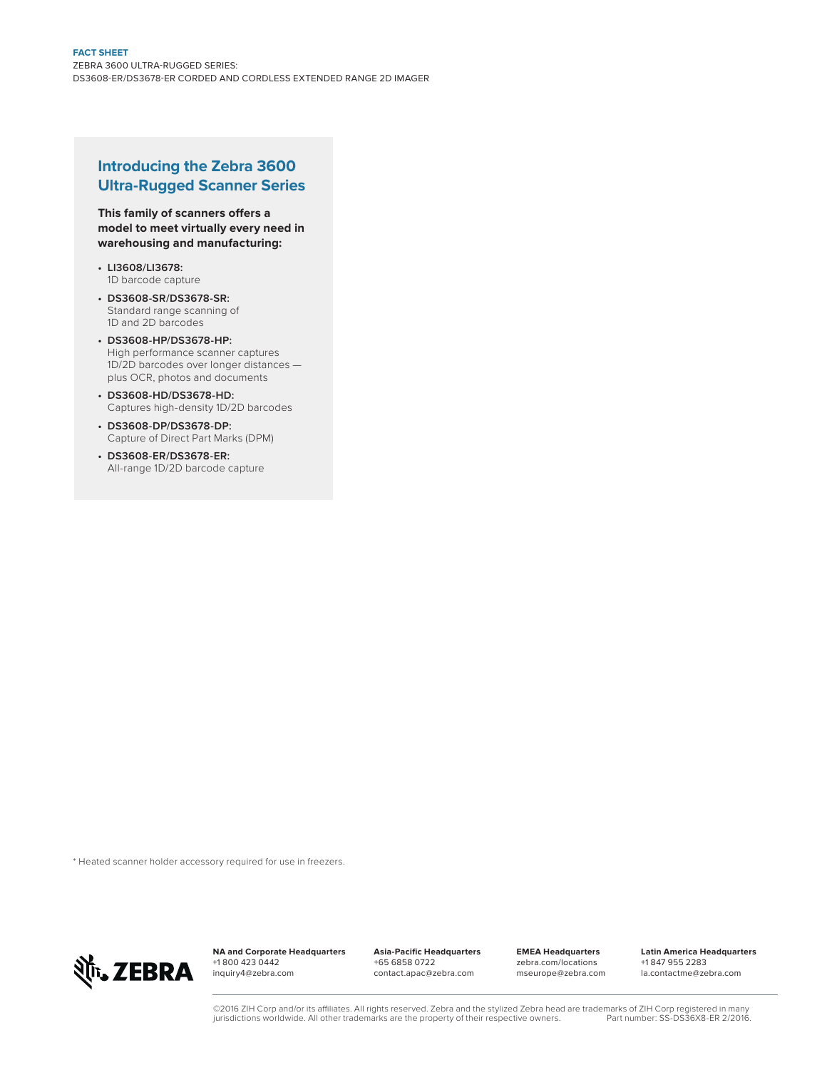## Introducing the Zebra 3600 Ultra-Rugged Scanner Series

**This family of scanners offers a model to meet virtually every need in warehousing and manufacturing:**

- **LI3608/LI3678:** 1D barcode capture
- **DS3608-SR/DS3678-SR:** Standard range scanning of 1D and 2D barcodes
- **DS3608-HP/DS3678-HP:** High performance scanner captures 1D/2D barcodes over longer distances — plus OCR, photos and documents
- **DS3608-HD/DS3678-HD:** Captures high-density 1D/2D barcodes
- **DS3608-DP/DS3678-DP:** Capture of Direct Part Marks (DPM)
- **DS3608-ER/DS3678-ER:** All-range 1D/2D barcode capture

* Heated scanner holder accessory required for use in freezers.

**NA and Corporate Headquarters**
+1 800 423 0442
inquiry4@zebra.com

**Asia-Pacific Headquarters**
+65 6858 0722
contact.apac@zebra.com

**EMEA Headquarters**
zebra.com/locations
mseurope@zebra.com

**Latin America Headquarters**
+1 847 955 2283
la.contactme@zebra.com

©2016 ZIH Corp and/or its affiliates. All rights reserved. Zebra and the stylized Zebra head are trademarks of ZIH Corp registered in many jurisdictions worldwide. All other trademarks are the property of their respective owners. Part number: SS-DS36X8-ER 2/2016.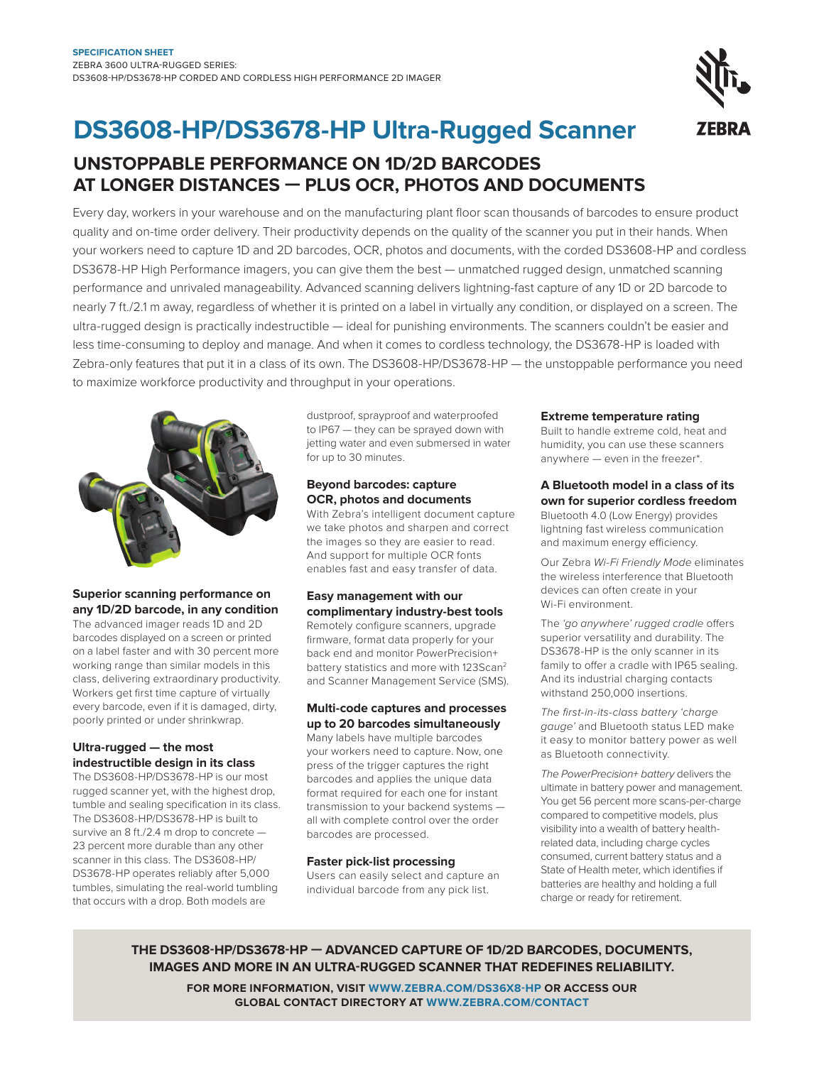**SPECIFICATION SHEET**
ZEBRA 3600 ULTRA-RUGGED SERIES:
DS3608-HP/DS3678-HP CORDED AND CORDLESS HIGH PERFORMANCE 2D IMAGER

# DS3608-HP/DS3678-HP Ultra-Rugged Scanner

## UNSTOPPABLE PERFORMANCE ON 1D/2D BARCODES AT LONGER DISTANCES — PLUS OCR, PHOTOS AND DOCUMENTS

Every day, workers in your warehouse and on the manufacturing plant floor scan thousands of barcodes to ensure product quality and on-time order delivery. Their productivity depends on the quality of the scanner you put in their hands. When your workers need to capture 1D and 2D barcodes, OCR, photos and documents, with the corded DS3608-HP and cordless DS3678-HP High Performance imagers, you can give them the best — unmatched rugged design, unmatched scanning performance and unrivaled manageability. Advanced scanning delivers lightning-fast capture of any 1D or 2D barcode to nearly 7 ft./2.1 m away, regardless of whether it is printed on a label in virtually any condition, or displayed on a screen. The ultra-rugged design is practically indestructible — ideal for punishing environments. The scanners couldn't be easier and less time-consuming to deploy and manage. And when it comes to cordless technology, the DS3678-HP is loaded with Zebra-only features that put it in a class of its own. The DS3608-HP/DS3678-HP — the unstoppable performance you need to maximize workforce productivity and throughput in your operations.

**Superior scanning performance on any 1D/2D barcode, in any condition**
The advanced imager reads 1D and 2D barcodes displayed on a screen or printed on a label faster and with 30 percent more working range than similar models in this class, delivering extraordinary productivity. Workers get first time capture of virtually every barcode, even if it is damaged, dirty, poorly printed or under shrinkwrap.

**Ultra-rugged — the most indestructible design in its class**
The DS3608-HP/DS3678-HP is our most rugged scanner yet, with the highest drop, tumble and sealing specification in its class. The DS3608-HP/DS3678-HP is built to survive an 8 ft./2.4 m drop to concrete — 23 percent more durable than any other scanner in this class. The DS3608-HP/DS3678-HP operates reliably after 5,000 tumbles, simulating the real-world tumbling that occurs with a drop. Both models are dustproof, sprayproof and waterproofed to IP67 — they can be sprayed down with jetting water and even submersed in water for up to 30 minutes.

**Beyond barcodes: capture OCR, photos and documents**
With Zebra's intelligent document capture we take photos and sharpen and correct the images so they are easier to read. And support for multiple OCR fonts enables fast and easy transfer of data.

**Easy management with our complimentary industry-best tools**
Remotely configure scanners, upgrade firmware, format data properly for your back end and monitor PowerPrecision+ battery statistics and more with 123Scan[2] and Scanner Management Service (SMS).

**Multi-code captures and processes up to 20 barcodes simultaneously**
Many labels have multiple barcodes your workers need to capture. Now, one press of the trigger captures the right barcodes and applies the unique data format required for each one for instant transmission to your backend systems — all with complete control over the order barcodes are processed.

**Faster pick-list processing**
Users can easily select and capture an individual barcode from any pick list.

**Extreme temperature rating**
Built to handle extreme cold, heat and humidity, you can use these scanners anywhere — even in the freezer*.

**A Bluetooth model in a class of its own for superior cordless freedom**
Bluetooth 4.0 (Low Energy) provides lightning fast wireless communication and maximum energy efficiency.

Our Zebra *Wi-Fi Friendly Mode* eliminates the wireless interference that Bluetooth devices can often create in your Wi-Fi environment.

The *'go anywhere' rugged cradle* offers superior versatility and durability. The DS3678-HP is the only scanner in its family to offer a cradle with IP65 sealing. And its industrial charging contacts withstand 250,000 insertions.

*The first-in-its-class battery 'charge gauge'* and Bluetooth status LED make it easy to monitor battery power as well as Bluetooth connectivity.

*The PowerPrecision+ battery* delivers the ultimate in battery power and management. You get 56 percent more scans-per-charge compared to competitive models, plus visibility into a wealth of battery health-related data, including charge cycles consumed, current battery status and a State of Health meter, which identifies if batteries are healthy and holding a full charge or ready for retirement.

**THE DS3608-HP/DS3678-HP — ADVANCED CAPTURE OF 1D/2D BARCODES, DOCUMENTS, IMAGES AND MORE IN AN ULTRA-RUGGED SCANNER THAT REDEFINES RELIABILITY.**

**FOR MORE INFORMATION, VISIT WWW.ZEBRA.COM/DS36X8-HP OR ACCESS OUR GLOBAL CONTACT DIRECTORY AT WWW.ZEBRA.COM/CONTACT**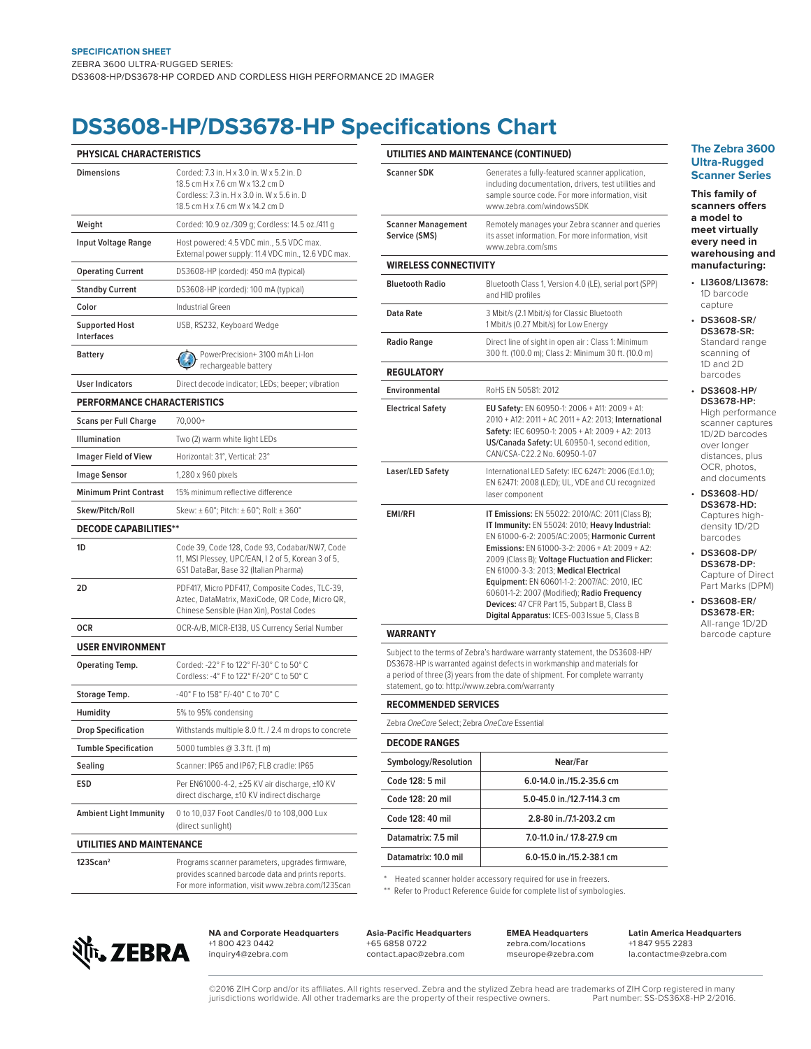**SPECIFICATION SHEET**
ZEBRA 3600 ULTRA-RUGGED SERIES:
DS3608-HP/DS3678-HP CORDED AND CORDLESS HIGH PERFORMANCE 2D IMAGER

# DS3608-HP/DS3678-HP Specifications Chart

| PHYSICAL CHARACTERISTICS | |
|---|---|
| Dimensions | Corded: 7.3 in. H x 3.0 in. W x 5.2 in. D<br>18.5 cm H x 7.6 cm W x 13.2 cm D<br>Cordless: 7.3 in. H x 3.0 in. W x 5.6 in. D<br>18.5 cm H x 7.6 cm W x 14.2 cm D |
| Weight | Corded: 10.9 oz./309 g; Cordless: 14.5 oz./411 g |
| Input Voltage Range | Host powered: 4.5 VDC min., 5.5 VDC max.<br>External power supply: 11.4 VDC min., 12.6 VDC max. |
| Operating Current | DS3608-HP (corded): 450 mA (typical) |
| Standby Current | DS3608-HP (corded): 100 mA (typical) |
| Color | Industrial Green |
| Supported Host Interfaces | USB, RS232, Keyboard Wedge |
| Battery | PowerPrecision+ 3100 mAh Li-Ion rechargeable battery |
| User Indicators | Direct decode indicator; LEDs; beeper; vibration |
| **PERFORMANCE CHARACTERISTICS** | |
| Scans per Full Charge | 70,000+ |
| Illumination | Two (2) warm white light LEDs |
| Imager Field of View | Horizontal: 31°, Vertical: 23° |
| Image Sensor | 1,280 x 960 pixels |
| Minimum Print Contrast | 15% minimum reflective difference |
| Skew/Pitch/Roll | Skew: ± 60°; Pitch: ± 60°; Roll: ± 360° |
| **DECODE CAPABILITIES\*\*** | |
| 1D | Code 39, Code 128, Code 93, Codabar/NW7, Code 11, MSI Plessey, UPC/EAN, I 2 of 5, Korean 3 of 5, GS1 DataBar, Base 32 (Italian Pharma) |
| 2D | PDF417, Micro PDF417, Composite Codes, TLC-39, Aztec, DataMatrix, MaxiCode, QR Code, Micro QR, Chinese Sensible (Han Xin), Postal Codes |
| OCR | OCR-A/B, MICR-E13B, US Currency Serial Number |
| **USER ENVIRONMENT** | |
| Operating Temp. | Corded: -22° F to 122° F/-30° C to 50° C<br>Cordless: -4° F to 122° F/-20° C to 50° C |
| Storage Temp. | -40° F to 158° F/-40° C to 70° C |
| Humidity | 5% to 95% condensing |
| Drop Specification | Withstands multiple 8.0 ft. / 2.4 m drops to concrete |
| Tumble Specification | 5000 tumbles @ 3.3 ft. (1 m) |
| Sealing | Scanner: IP65 and IP67; FLB cradle: IP65 |
| ESD | Per EN61000-4-2, ±25 KV air discharge, ±10 KV direct discharge, ±10 KV indirect discharge |
| Ambient Light Immunity | 0 to 10,037 Foot Candles/0 to 108,000 Lux (direct sunlight) |
| **UTILITIES AND MAINTENANCE** | |
| 123Scan² | Programs scanner parameters, upgrades firmware, provides scanned barcode data and prints reports. For more information, visit www.zebra.com/123Scan |

| UTILITIES AND MAINTENANCE (CONTINUED) | |
|---|---|
| Scanner SDK | Generates a fully-featured scanner application, including documentation, drivers, test utilities and sample source code. For more information, visit www.zebra.com/windowsSDK |
| Scanner Management Service (SMS) | Remotely manages your Zebra scanner and queries its asset information. For more information, visit www.zebra.com/sms |
| **WIRELESS CONNECTIVITY** | |
| Bluetooth Radio | Bluetooth Class 1, Version 4.0 (LE), serial port (SPP) and HID profiles |
| Data Rate | 3 Mbit/s (2.1 Mbit/s) for Classic Bluetooth<br>1 Mbit/s (0.27 Mbit/s) for Low Energy |
| Radio Range | Direct line of sight in open air : Class 1: Minimum 300 ft. (100.0 m); Class 2: Minimum 30 ft. (10.0 m) |
| **REGULATORY** | |
| Environmental | RoHS EN 50581: 2012 |
| Electrical Safety | **EU Safety:** EN 60950-1: 2006 + A11: 2009 + A1: 2010 + A12: 2011 + AC 2011 + A2: 2013; **International Safety:** IEC 60950-1: 2005 + A1: 2009 + A2: 2013 **US/Canada Safety:** UL 60950-1, second edition, CAN/CSA-C22.2 No. 60950-1-07 |
| Laser/LED Safety | International LED Safety: IEC 62471: 2006 (Ed.1.0); EN 62471: 2008 (LED); UL, VDE and CU recognized laser component |
| EMI/RFI | **IT Emissions:** EN 55022: 2010/AC: 2011 (Class B); **IT Immunity:** EN 55024: 2010; **Heavy Industrial:** EN 61000-6-2: 2005/AC:2005; **Harmonic Current Emissions:** EN 61000-3-2: 2006 + A1: 2009 + A2: 2009 (Class B); **Voltage Fluctuation and Flicker:** EN 61000-3-3: 2013; **Medical Electrical Equipment:** EN 60601-1-2: 2007/AC: 2010, IEC 60601-1-2: 2007 (Modified); **Radio Frequency Devices:** 47 CFR Part 15, Subpart B, Class B **Digital Apparatus:** ICES-003 Issue 5, Class B |

### WARRANTY

Subject to the terms of Zebra's hardware warranty statement, the DS3608-HP/DS3678-HP is warranted against defects in workmanship and materials for a period of three (3) years from the date of shipment. For complete warranty statement, go to: http://www.zebra.com/warranty

### RECOMMENDED SERVICES

Zebra *OneCare* Select; Zebra *OneCare* Essential

### DECODE RANGES

| Symbology/Resolution | Near/Far |
|---|---|
| Code 128: 5 mil | 6.0-14.0 in./15.2-35.6 cm |
| Code 128: 20 mil | 5.0-45.0 in./12.7-114.3 cm |
| Code 128: 40 mil | 2.8-80 in./7.1-203.2 cm |
| Datamatrix: 7.5 mil | 7.0-11.0 in./ 17.8-27.9 cm |
| Datamatrix: 10.0 mil | 6.0-15.0 in./15.2-38.1 cm |

\* Heated scanner holder accessory required for use in freezers.
\*\* Refer to Product Reference Guide for complete list of symbologies.

## The Zebra 3600 Ultra-Rugged Scanner Series

**This family of scanners offers a model to meet virtually every need in warehousing and manufacturing:**

- **LI3608/LI3678:** 1D barcode capture
- **DS3608-SR/DS3678-SR:** Standard range scanning of 1D and 2D barcodes
- **DS3608-HP/DS3678-HP:** High performance scanner captures 1D/2D barcodes over longer distances, plus OCR, photos, and documents
- **DS3608-HD/DS3678-HD:** Captures high-density 1D/2D barcodes
- **DS3608-DP/DS3678-DP:** Capture of Direct Part Marks (DPM)
- **DS3608-ER/DS3678-ER:** All-range 1D/2D barcode capture

**NA and Corporate Headquarters**
+1 800 423 0442
inquiry4@zebra.com

**Asia-Pacific Headquarters**
+65 6858 0722
contact.apac@zebra.com

**EMEA Headquarters**
zebra.com/locations
mseurope@zebra.com

**Latin America Headquarters**
+1 847 955 2283
la.contactme@zebra.com

©2016 ZIH Corp and/or its affiliates. All rights reserved. Zebra and the stylized Zebra head are trademarks of ZIH Corp registered in many jurisdictions worldwide. All other trademarks are the property of their respective owners. Part number: SS-DS36X8-HP 2/2016.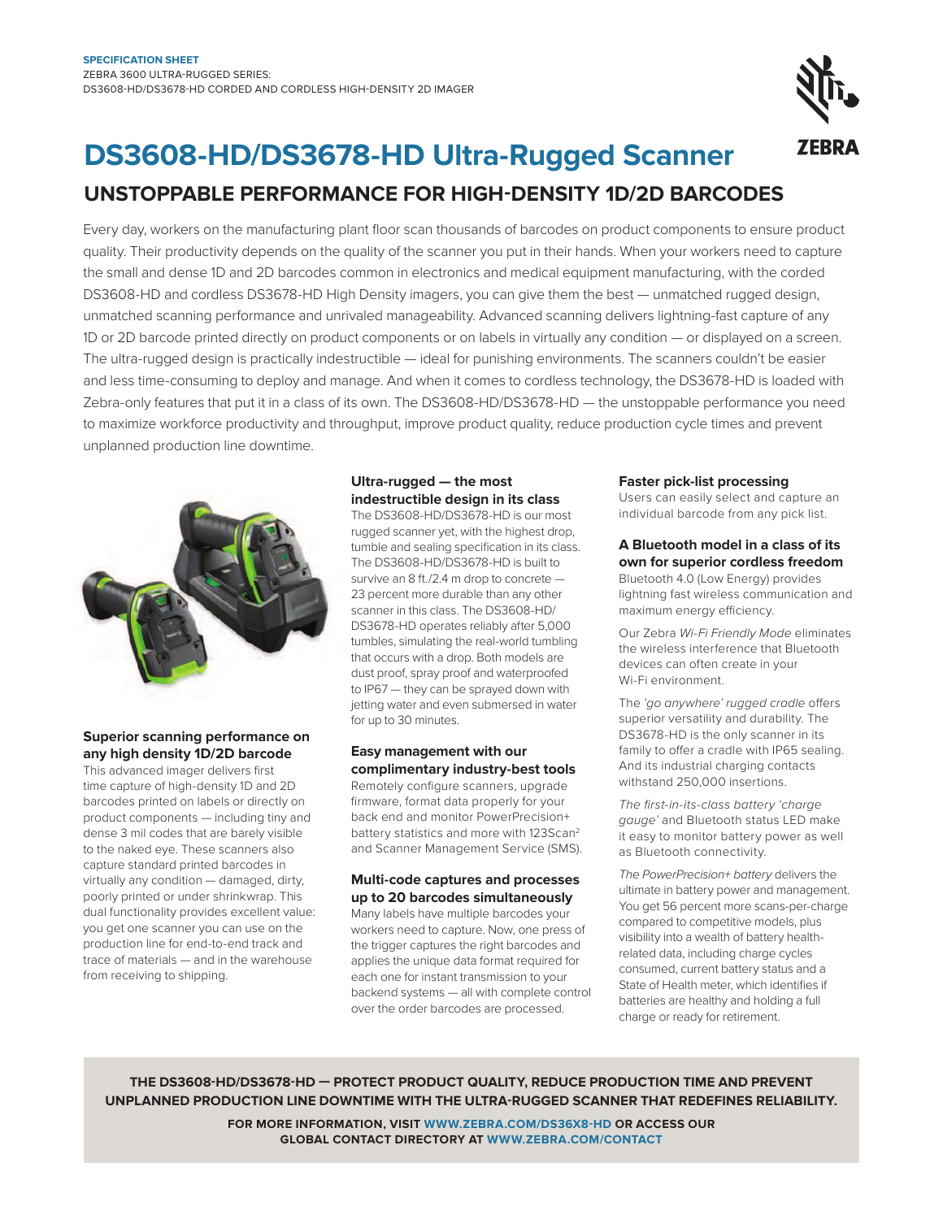**SPECIFICATION SHEET**
ZEBRA 3600 ULTRA-RUGGED SERIES:
DS3608-HD/DS3678-HD CORDED AND CORDLESS HIGH-DENSITY 2D IMAGER

# DS3608-HD/DS3678-HD Ultra-Rugged Scanner

## UNSTOPPABLE PERFORMANCE FOR HIGH-DENSITY 1D/2D BARCODES

Every day, workers on the manufacturing plant floor scan thousands of barcodes on product components to ensure product quality. Their productivity depends on the quality of the scanner you put in their hands. When your workers need to capture the small and dense 1D and 2D barcodes common in electronics and medical equipment manufacturing, with the corded DS3608-HD and cordless DS3678-HD High Density imagers, you can give them the best — unmatched rugged design, unmatched scanning performance and unrivaled manageability. Advanced scanning delivers lightning-fast capture of any 1D or 2D barcode printed directly on product components or on labels in virtually any condition — or displayed on a screen. The ultra-rugged design is practically indestructible — ideal for punishing environments. The scanners couldn't be easier and less time-consuming to deploy and manage. And when it comes to cordless technology, the DS3678-HD is loaded with Zebra-only features that put it in a class of its own. The DS3608-HD/DS3678-HD — the unstoppable performance you need to maximize workforce productivity and throughput, improve product quality, reduce production cycle times and prevent unplanned production line downtime.

### Superior scanning performance on any high density 1D/2D barcode

This advanced imager delivers first time capture of high-density 1D and 2D barcodes printed on labels or directly on product components — including tiny and dense 3 mil codes that are barely visible to the naked eye. These scanners also capture standard printed barcodes in virtually any condition — damaged, dirty, poorly printed or under shrinkwrap. This dual functionality provides excellent value: you get one scanner you can use on the production line for end-to-end track and trace of materials — and in the warehouse from receiving to shipping.

### Ultra-rugged — the most indestructible design in its class

The DS3608-HD/DS3678-HD is our most rugged scanner yet, with the highest drop, tumble and sealing specification in its class. The DS3608-HD/DS3678-HD is built to survive an 8 ft./2.4 m drop to concrete — 23 percent more durable than any other scanner in this class. The DS3608-HD/DS3678-HD operates reliably after 5,000 tumbles, simulating the real-world tumbling that occurs with a drop. Both models are dust proof, spray proof and waterproofed to IP67 — they can be sprayed down with jetting water and even submersed in water for up to 30 minutes.

### Easy management with our complimentary industry-best tools

Remotely configure scanners, upgrade firmware, format data properly for your back end and monitor PowerPrecision+ battery statistics and more with 123Scan[2] and Scanner Management Service (SMS).

### Multi-code captures and processes up to 20 barcodes simultaneously

Many labels have multiple barcodes your workers need to capture. Now, one press of the trigger captures the right barcodes and applies the unique data format required for each one for instant transmission to your backend systems — all with complete control over the order barcodes are processed.

### Faster pick-list processing

Users can easily select and capture an individual barcode from any pick list.

### A Bluetooth model in a class of its own for superior cordless freedom

Bluetooth 4.0 (Low Energy) provides lightning fast wireless communication and maximum energy efficiency.

Our Zebra *Wi-Fi Friendly Mode* eliminates the wireless interference that Bluetooth devices can often create in your Wi-Fi environment.

The *'go anywhere' rugged cradle* offers superior versatility and durability. The DS3678-HD is the only scanner in its family to offer a cradle with IP65 sealing. And its industrial charging contacts withstand 250,000 insertions.

*The first-in-its-class battery 'charge gauge'* and Bluetooth status LED make it easy to monitor battery power as well as Bluetooth connectivity.

*The PowerPrecision+ battery* delivers the ultimate in battery power and management. You get 56 percent more scans-per-charge compared to competitive models, plus visibility into a wealth of battery health-related data, including charge cycles consumed, current battery status and a State of Health meter, which identifies if batteries are healthy and holding a full charge or ready for retirement.

**THE DS3608-HD/DS3678-HD — PROTECT PRODUCT QUALITY, REDUCE PRODUCTION TIME AND PREVENT UNPLANNED PRODUCTION LINE DOWNTIME WITH THE ULTRA-RUGGED SCANNER THAT REDEFINES RELIABILITY.**

**FOR MORE INFORMATION, VISIT WWW.ZEBRA.COM/DS36X8-HD OR ACCESS OUR GLOBAL CONTACT DIRECTORY AT WWW.ZEBRA.COM/CONTACT**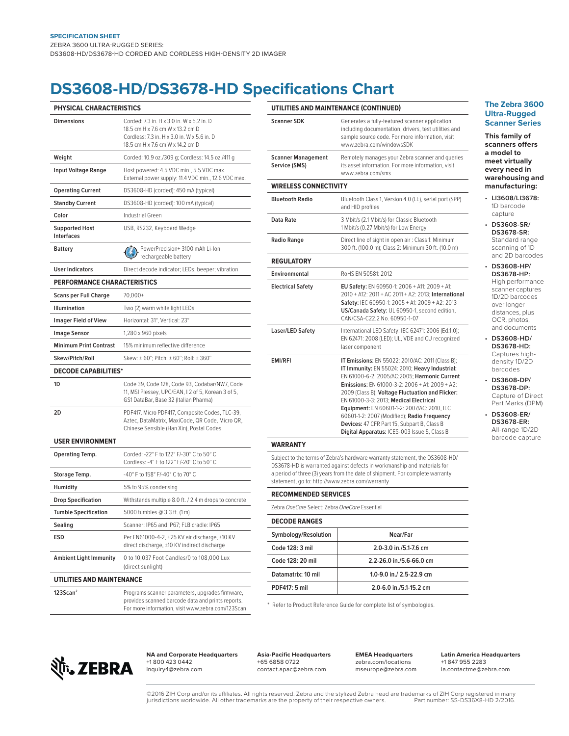**SPECIFICATION SHEET**
ZEBRA 3600 ULTRA-RUGGED SERIES:
DS3608-HD/DS3678-HD CORDED AND CORDLESS HIGH-DENSITY 2D IMAGER

# DS3608-HD/DS3678-HD Specifications Chart

| PHYSICAL CHARACTERISTICS | |
|---|---|
| Dimensions | Corded: 7.3 in. H x 3.0 in. W x 5.2 in. D<br>18.5 cm H x 7.6 cm W x 13.2 cm D<br>Cordless: 7.3 in. H x 3.0 in. W x 5.6 in. D<br>18.5 cm H x 7.6 cm W x 14.2 cm D |
| Weight | Corded: 10.9 oz./309 g; Cordless: 14.5 oz./411 g |
| Input Voltage Range | Host powered: 4.5 VDC min., 5.5 VDC max.<br>External power supply: 11.4 VDC min., 12.6 VDC max. |
| Operating Current | DS3608-HD (corded): 450 mA (typical) |
| Standby Current | DS3608-HD (corded): 100 mA (typical) |
| Color | Industrial Green |
| Supported Host Interfaces | USB, RS232, Keyboard Wedge |
| Battery | PowerPrecision+ 3100 mAh Li-Ion rechargeable battery |
| User Indicators | Direct decode indicator; LEDs; beeper; vibration |

| PERFORMANCE CHARACTERISTICS | |
|---|---|
| Scans per Full Charge | 70,000+ |
| Illumination | Two (2) warm white light LEDs |
| Imager Field of View | Horizontal: 31°, Vertical: 23° |
| Image Sensor | 1,280 x 960 pixels |
| Minimum Print Contrast | 15% minimum reflective difference |
| Skew/Pitch/Roll | Skew: ± 60°; Pitch: ± 60°; Roll: ± 360° |

| DECODE CAPABILITIES* | |
|---|---|
| 1D | Code 39, Code 128, Code 93, Codabar/NW7, Code 11, MSI Plessey, UPC/EAN, I 2 of 5, Korean 3 of 5, GS1 DataBar, Base 32 (Italian Pharma) |
| 2D | PDF417, Micro PDF417, Composite Codes, TLC-39, Aztec, DataMatrix, MaxiCode, QR Code, Micro QR, Chinese Sensible (Han Xin), Postal Codes |

| USER ENVIRONMENT | |
|---|---|
| Operating Temp. | Corded: -22° F to 122° F/-30° C to 50° C<br>Cordless: -4° F to 122° F/-20° C to 50° C |
| Storage Temp. | -40° F to 158° F/-40° C to 70° C |
| Humidity | 5% to 95% condensing |
| Drop Specification | Withstands multiple 8.0 ft. / 2.4 m drops to concrete |
| Tumble Specification | 5000 tumbles @ 3.3 ft. (1 m) |
| Sealing | Scanner: IP65 and IP67; FLB cradle: IP65 |
| ESD | Per EN61000-4-2, ±25 KV air discharge, ±10 KV direct discharge, ±10 KV indirect discharge |
| Ambient Light Immunity | 0 to 10,037 Foot Candles/0 to 108,000 Lux (direct sunlight) |

| UTILITIES AND MAINTENANCE | |
|---|---|
| 123Scan[2] | Programs scanner parameters, upgrades firmware, provides scanned barcode data and prints reports. For more information, visit www.zebra.com/123Scan |
| Scanner SDK | Generates a fully-featured scanner application, including documentation, drivers, test utilities and sample source code. For more information, visit www.zebra.com/windowsSDK |
| Scanner Management Service (SMS) | Remotely manages your Zebra scanner and queries its asset information. For more information, visit www.zebra.com/sms |

| WIRELESS CONNECTIVITY | |
|---|---|
| Bluetooth Radio | Bluetooth Class 1, Version 4.0 (LE), serial port (SPP) and HID profiles |
| Data Rate | 3 Mbit/s (2.1 Mbit/s) for Classic Bluetooth<br>1 Mbit/s (0.27 Mbit/s) for Low Energy |
| Radio Range | Direct line of sight in open air : Class 1: Minimum 300 ft. (100.0 m); Class 2: Minimum 30 ft. (10.0 m) |

| REGULATORY | |
|---|---|
| Environmental | RoHS EN 50581: 2012 |
| Electrical Safety | **EU Safety:** EN 60950-1: 2006 + A11: 2009 + A1: 2010 + A12: 2011 + AC 2011 + A2: 2013; **International Safety:** IEC 60950-1: 2005 + A1: 2009 + A2: 2013 **US/Canada Safety:** UL 60950-1, second edition, CAN/CSA-C22.2 No. 60950-1-07 |
| Laser/LED Safety | International LED Safety: IEC 62471: 2006 (Ed.1.0); EN 62471: 2008 (LED); UL, VDE and CU recognized laser component |
| EMI/RFI | **IT Emissions:** EN 55022: 2010/AC: 2011 (Class B); **IT Immunity:** EN 55024: 2010; **Heavy Industrial:** EN 61000-6-2: 2005/AC:2005; **Harmonic Current Emissions:** EN 61000-3-2: 2006 + A1: 2009 + A2: 2009 (Class B); **Voltage Fluctuation and Flicker:** EN 61000-3-3: 2013; **Medical Electrical Equipment:** EN 60601-1-2: 2007/AC: 2010, IEC 60601-1-2: 2007 (Modified); **Radio Frequency Devices:** 47 CFR Part 15, Subpart B, Class B **Digital Apparatus:** ICES-003 Issue 5, Class B |

### WARRANTY

Subject to the terms of Zebra's hardware warranty statement, the DS3608-HD/DS3678-HD is warranted against defects in workmanship and materials for a period of three (3) years from the date of shipment. For complete warranty statement, go to: http://www.zebra.com/warranty

### RECOMMENDED SERVICES

Zebra *OneCare* Select; Zebra *OneCare* Essential

### DECODE RANGES

| Symbology/Resolution | Near/Far |
|---|---|
| Code 128: 3 mil | 2.0-3.0 in./5.1-7.6 cm |
| Code 128: 20 mil | 2.2-26.0 in./5.6-66.0 cm |
| Datamatrix: 10 mil | 1.0-9.0 in./ 2.5-22.9 cm |
| PDF417: 5 mil | 2.0-6.0 in./5.1-15.2 cm |

\* Refer to Product Reference Guide for complete list of symbologies.

## The Zebra 3600 Ultra-Rugged Scanner Series

**This family of scanners offers a model to meet virtually every need in warehousing and manufacturing:**

- **LI3608/LI3678:** 1D barcode capture
- **DS3608-SR/ DS3678-SR:** Standard range scanning of 1D and 2D barcodes
- **DS3608-HP/ DS3678-HP:** High performance scanner captures 1D/2D barcodes over longer distances, plus OCR, photos, and documents
- **DS3608-HD/ DS3678-HD:** Captures high-density 1D/2D barcodes
- **DS3608-DP/ DS3678-DP:** Capture of Direct Part Marks (DPM)
- **DS3608-ER/ DS3678-ER:** All-range 1D/2D barcode capture

**NA and Corporate Headquarters**
+1 800 423 0442
inquiry4@zebra.com

**Asia-Pacific Headquarters**
+65 6858 0722
contact.apac@zebra.com

**EMEA Headquarters**
zebra.com/locations
mseurope@zebra.com

**Latin America Headquarters**
+1 847 955 2283
la.contactme@zebra.com

©2016 ZIH Corp and/or its affiliates. All rights reserved. Zebra and the stylized Zebra head are trademarks of ZIH Corp registered in many jurisdictions worldwide. All other trademarks are the property of their respective owners. Part number: SS-DS36X8-HD 2/2016.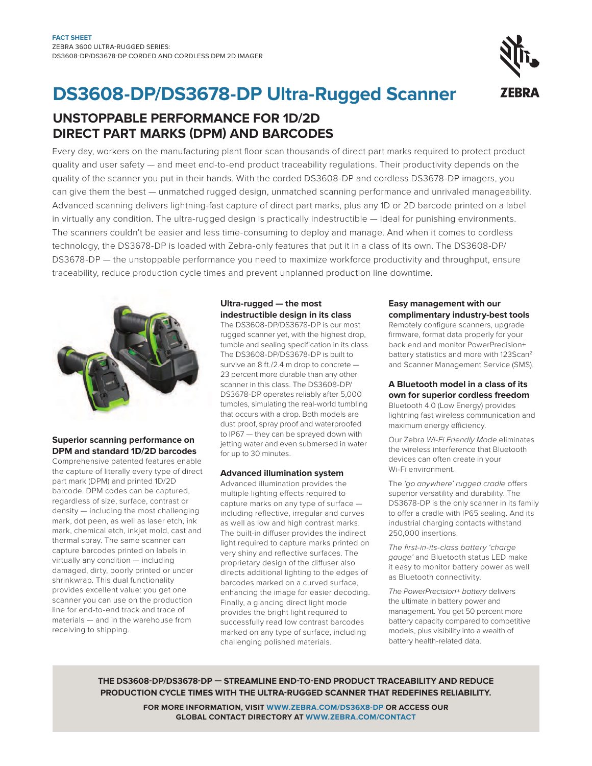**FACT SHEET**
ZEBRA 3600 ULTRA-RUGGED SERIES:
DS3608-DP/DS3678-DP CORDED AND CORDLESS DPM 2D IMAGER

# DS3608-DP/DS3678-DP Ultra-Rugged Scanner

## UNSTOPPABLE PERFORMANCE FOR 1D/2D DIRECT PART MARKS (DPM) AND BARCODES

Every day, workers on the manufacturing plant floor scan thousands of direct part marks required to protect product quality and user safety — and meet end-to-end product traceability regulations. Their productivity depends on the quality of the scanner you put in their hands. With the corded DS3608-DP and cordless DS3678-DP imagers, you can give them the best — unmatched rugged design, unmatched scanning performance and unrivaled manageability. Advanced scanning delivers lightning-fast capture of direct part marks, plus any 1D or 2D barcode printed on a label in virtually any condition. The ultra-rugged design is practically indestructible — ideal for punishing environments. The scanners couldn't be easier and less time-consuming to deploy and manage. And when it comes to cordless technology, the DS3678-DP is loaded with Zebra-only features that put it in a class of its own. The DS3608-DP/DS3678-DP — the unstoppable performance you need to maximize workforce productivity and throughput, ensure traceability, reduce production cycle times and prevent unplanned production line downtime.

### Superior scanning performance on DPM and standard 1D/2D barcodes

Comprehensive patented features enable the capture of literally every type of direct part mark (DPM) and printed 1D/2D barcode. DPM codes can be captured, regardless of size, surface, contrast or density — including the most challenging mark, dot peen, as well as laser etch, ink mark, chemical etch, inkjet mold, cast and thermal spray. The same scanner can capture barcodes printed on labels in virtually any condition — including damaged, dirty, poorly printed or under shrinkwrap. This dual functionality provides excellent value: you get one scanner you can use on the production line for end-to-end track and trace of materials — and in the warehouse from receiving to shipping.

### Ultra-rugged — the most indestructible design in its class

The DS3608-DP/DS3678-DP is our most rugged scanner yet, with the highest drop, tumble and sealing specification in its class. The DS3608-DP/DS3678-DP is built to survive an 8 ft./2.4 m drop to concrete — 23 percent more durable than any other scanner in this class. The DS3608-DP/DS3678-DP operates reliably after 5,000 tumbles, simulating the real-world tumbling that occurs with a drop. Both models are dust proof, spray proof and waterproofed to IP67 — they can be sprayed down with jetting water and even submersed in water for up to 30 minutes.

### Advanced illumination system

Advanced illumination provides the multiple lighting effects required to capture marks on any type of surface — including reflective, irregular and curves as well as low and high contrast marks. The built-in diffuser provides the indirect light required to capture marks printed on very shiny and reflective surfaces. The proprietary design of the diffuser also directs additional lighting to the edges of barcodes marked on a curved surface, enhancing the image for easier decoding. Finally, a glancing direct light mode provides the bright light required to successfully read low contrast barcodes marked on any type of surface, including challenging polished materials.

### Easy management with our complimentary industry-best tools

Remotely configure scanners, upgrade firmware, format data properly for your back end and monitor PowerPrecision+ battery statistics and more with 123Scan[2] and Scanner Management Service (SMS).

### A Bluetooth model in a class of its own for superior cordless freedom

Bluetooth 4.0 (Low Energy) provides lightning fast wireless communication and maximum energy efficiency.

Our Zebra *Wi-Fi Friendly Mode* eliminates the wireless interference that Bluetooth devices can often create in your Wi-Fi environment.

The *'go anywhere' rugged cradle* offers superior versatility and durability. The DS3678-DP is the only scanner in its family to offer a cradle with IP65 sealing. And its industrial charging contacts withstand 250,000 insertions.

*The first-in-its-class battery 'charge gauge'* and Bluetooth status LED make it easy to monitor battery power as well as Bluetooth connectivity.

*The PowerPrecision+ battery* delivers the ultimate in battery power and management. You get 50 percent more battery capacity compared to competitive models, plus visibility into a wealth of battery health-related data.

**THE DS3608-DP/DS3678-DP — STREAMLINE END-TO-END PRODUCT TRACEABILITY AND REDUCE PRODUCTION CYCLE TIMES WITH THE ULTRA-RUGGED SCANNER THAT REDEFINES RELIABILITY.**

**FOR MORE INFORMATION, VISIT WWW.ZEBRA.COM/DS36X8-DP OR ACCESS OUR GLOBAL CONTACT DIRECTORY AT WWW.ZEBRA.COM/CONTACT**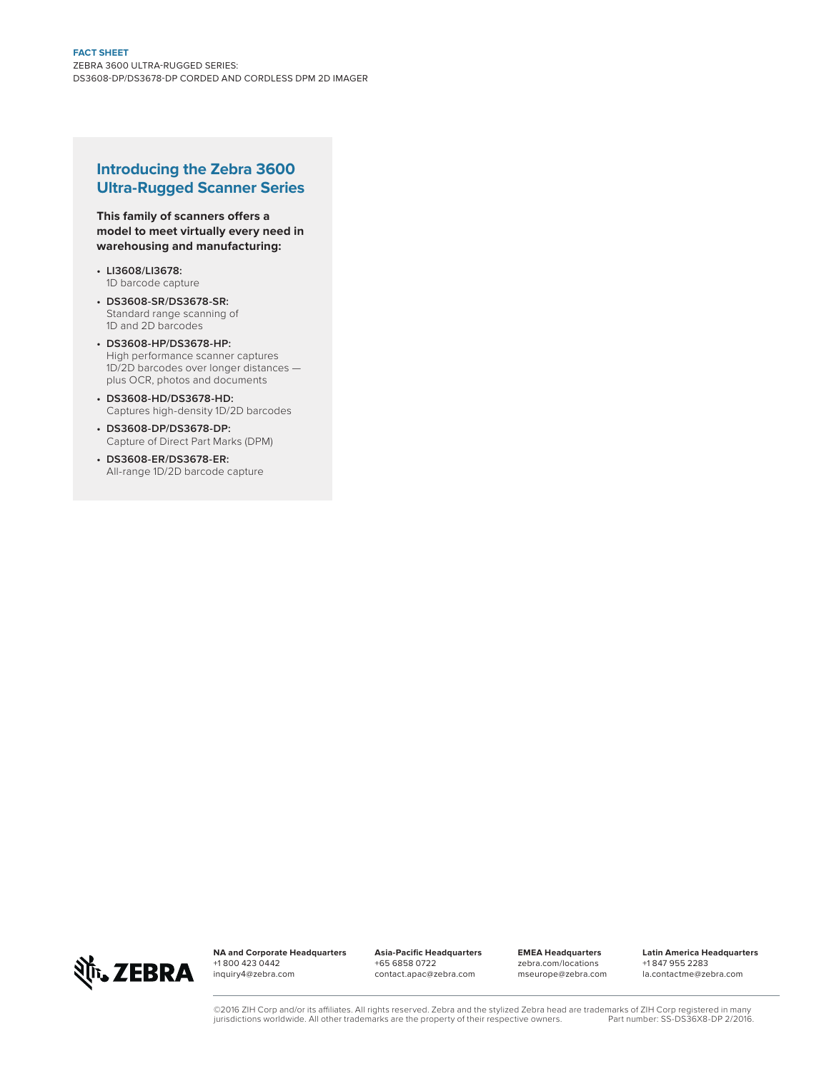## Introducing the Zebra 3600 Ultra-Rugged Scanner Series

**This family of scanners offers a model to meet virtually every need in warehousing and manufacturing:**

- **LI3608/LI3678:** 1D barcode capture
- **DS3608-SR/DS3678-SR:** Standard range scanning of 1D and 2D barcodes
- **DS3608-HP/DS3678-HP:** High performance scanner captures 1D/2D barcodes over longer distances — plus OCR, photos and documents
- **DS3608-HD/DS3678-HD:** Captures high-density 1D/2D barcodes
- **DS3608-DP/DS3678-DP:** Capture of Direct Part Marks (DPM)
- **DS3608-ER/DS3678-ER:** All-range 1D/2D barcode capture

**NA and Corporate Headquarters**
+1 800 423 0442
inquiry4@zebra.com

**Asia-Pacific Headquarters**
+65 6858 0722
contact.apac@zebra.com

**EMEA Headquarters**
zebra.com/locations
mseurope@zebra.com

**Latin America Headquarters**
+1 847 955 2283
la.contactme@zebra.com

©2016 ZIH Corp and/or its affiliates. All rights reserved. Zebra and the stylized Zebra head are trademarks of ZIH Corp registered in many jurisdictions worldwide. All other trademarks are the property of their respective owners. Part number: SS-DS36X8-DP 2/2016.